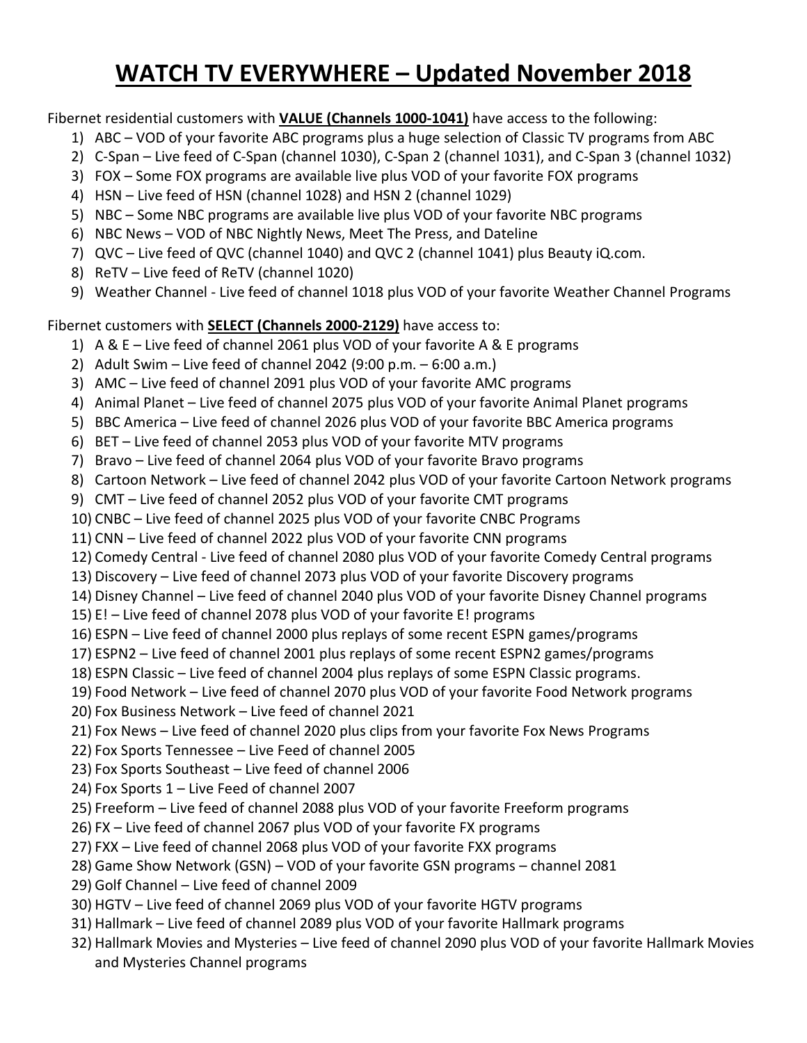# WATCH TV EVERYWHERE – Updated November 2018

Fibernet residential customers with **VALUE (Channels 1000-1041)** have access to the following:

1) ABC – VOD of your favorite ABC programs plus a huge selection of Classic TV programs from ABC
2) C-Span – Live feed of C-Span (channel 1030), C-Span 2 (channel 1031), and C-Span 3 (channel 1032)
3) FOX – Some FOX programs are available live plus VOD of your favorite FOX programs
4) HSN – Live feed of HSN (channel 1028) and HSN 2 (channel 1029)
5) NBC – Some NBC programs are available live plus VOD of your favorite NBC programs
6) NBC News – VOD of NBC Nightly News, Meet The Press, and Dateline
7) QVC – Live feed of QVC (channel 1040) and QVC 2 (channel 1041) plus Beauty iQ.com.
8) ReTV – Live feed of ReTV (channel 1020)
9) Weather Channel - Live feed of channel 1018 plus VOD of your favorite Weather Channel Programs

Fibernet customers with **SELECT (Channels 2000-2129)** have access to:

1) A & E – Live feed of channel 2061 plus VOD of your favorite A & E programs
2) Adult Swim – Live feed of channel 2042 (9:00 p.m. – 6:00 a.m.)
3) AMC – Live feed of channel 2091 plus VOD of your favorite AMC programs
4) Animal Planet – Live feed of channel 2075 plus VOD of your favorite Animal Planet programs
5) BBC America – Live feed of channel 2026 plus VOD of your favorite BBC America programs
6) BET – Live feed of channel 2053 plus VOD of your favorite MTV programs
7) Bravo – Live feed of channel 2064 plus VOD of your favorite Bravo programs
8) Cartoon Network – Live feed of channel 2042 plus VOD of your favorite Cartoon Network programs
9) CMT – Live feed of channel 2052 plus VOD of your favorite CMT programs
10) CNBC – Live feed of channel 2025 plus VOD of your favorite CNBC Programs
11) CNN – Live feed of channel 2022 plus VOD of your favorite CNN programs
12) Comedy Central - Live feed of channel 2080 plus VOD of your favorite Comedy Central programs
13) Discovery – Live feed of channel 2073 plus VOD of your favorite Discovery programs
14) Disney Channel – Live feed of channel 2040 plus VOD of your favorite Disney Channel programs
15) E! – Live feed of channel 2078 plus VOD of your favorite E! programs
16) ESPN – Live feed of channel 2000 plus replays of some recent ESPN games/programs
17) ESPN2 – Live feed of channel 2001 plus replays of some recent ESPN2 games/programs
18) ESPN Classic – Live feed of channel 2004 plus replays of some ESPN Classic programs.
19) Food Network – Live feed of channel 2070 plus VOD of your favorite Food Network programs
20) Fox Business Network – Live feed of channel 2021
21) Fox News – Live feed of channel 2020 plus clips from your favorite Fox News Programs
22) Fox Sports Tennessee – Live Feed of channel 2005
23) Fox Sports Southeast – Live feed of channel 2006
24) Fox Sports 1 – Live Feed of channel 2007
25) Freeform – Live feed of channel 2088 plus VOD of your favorite Freeform programs
26) FX – Live feed of channel 2067 plus VOD of your favorite FX programs
27) FXX – Live feed of channel 2068 plus VOD of your favorite FXX programs
28) Game Show Network (GSN) – VOD of your favorite GSN programs – channel 2081
29) Golf Channel – Live feed of channel 2009
30) HGTV – Live feed of channel 2069 plus VOD of your favorite HGTV programs
31) Hallmark – Live feed of channel 2089 plus VOD of your favorite Hallmark programs
32) Hallmark Movies and Mysteries – Live feed of channel 2090 plus VOD of your favorite Hallmark Movies and Mysteries Channel programs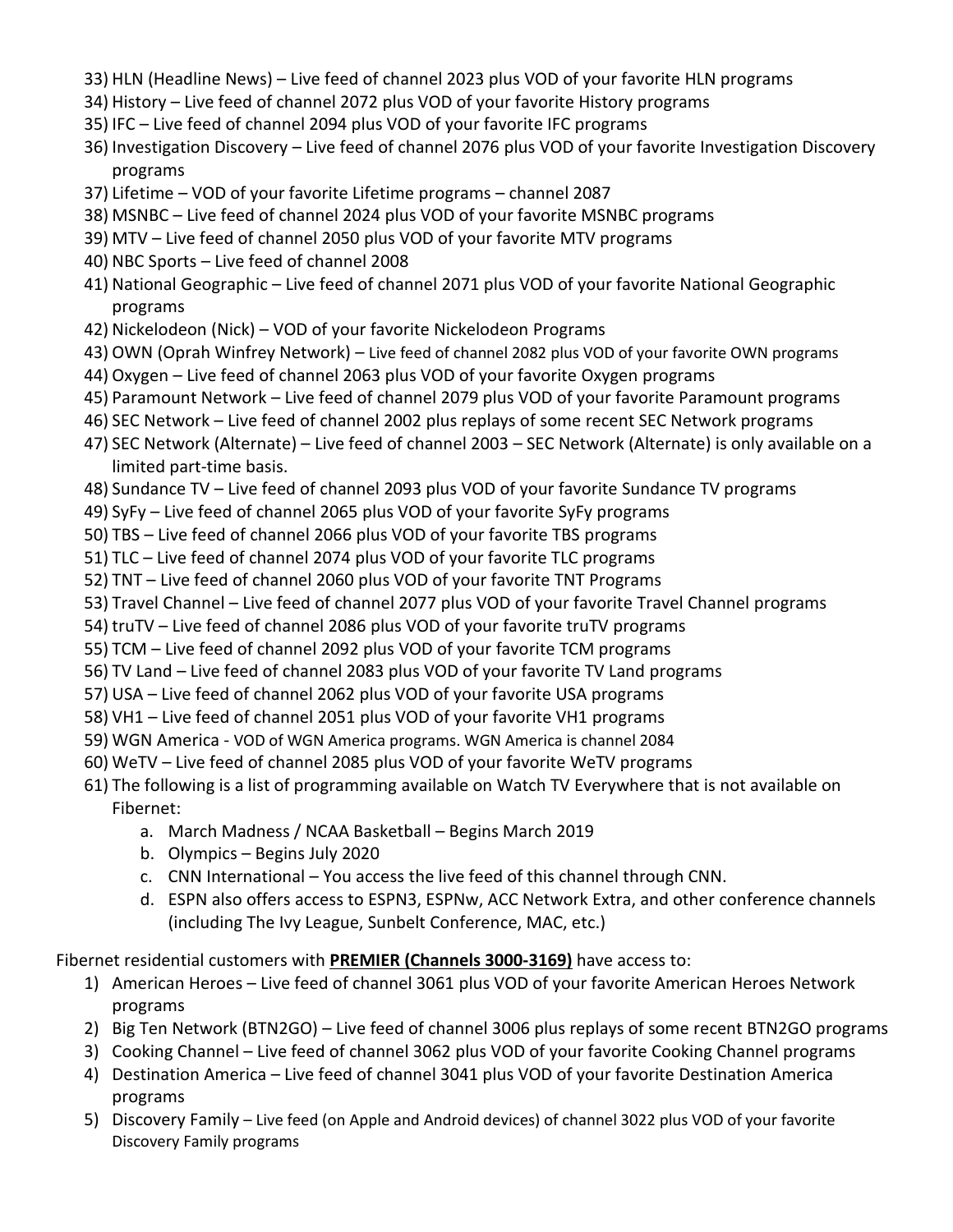33) HLN (Headline News) – Live feed of channel 2023 plus VOD of your favorite HLN programs
34) History – Live feed of channel 2072 plus VOD of your favorite History programs
35) IFC – Live feed of channel 2094 plus VOD of your favorite IFC programs
36) Investigation Discovery – Live feed of channel 2076 plus VOD of your favorite Investigation Discovery programs
37) Lifetime – VOD of your favorite Lifetime programs – channel 2087
38) MSNBC – Live feed of channel 2024 plus VOD of your favorite MSNBC programs
39) MTV – Live feed of channel 2050 plus VOD of your favorite MTV programs
40) NBC Sports – Live feed of channel 2008
41) National Geographic – Live feed of channel 2071 plus VOD of your favorite National Geographic programs
42) Nickelodeon (Nick) – VOD of your favorite Nickelodeon Programs
43) OWN (Oprah Winfrey Network) – Live feed of channel 2082 plus VOD of your favorite OWN programs
44) Oxygen – Live feed of channel 2063 plus VOD of your favorite Oxygen programs
45) Paramount Network – Live feed of channel 2079 plus VOD of your favorite Paramount programs
46) SEC Network – Live feed of channel 2002 plus replays of some recent SEC Network programs
47) SEC Network (Alternate) – Live feed of channel 2003 – SEC Network (Alternate) is only available on a limited part-time basis.
48) Sundance TV – Live feed of channel 2093 plus VOD of your favorite Sundance TV programs
49) SyFy – Live feed of channel 2065 plus VOD of your favorite SyFy programs
50) TBS – Live feed of channel 2066 plus VOD of your favorite TBS programs
51) TLC – Live feed of channel 2074 plus VOD of your favorite TLC programs
52) TNT – Live feed of channel 2060 plus VOD of your favorite TNT Programs
53) Travel Channel – Live feed of channel 2077 plus VOD of your favorite Travel Channel programs
54) truTV – Live feed of channel 2086 plus VOD of your favorite truTV programs
55) TCM – Live feed of channel 2092 plus VOD of your favorite TCM programs
56) TV Land – Live feed of channel 2083 plus VOD of your favorite TV Land programs
57) USA – Live feed of channel 2062 plus VOD of your favorite USA programs
58) VH1 – Live feed of channel 2051 plus VOD of your favorite VH1 programs
59) WGN America - VOD of WGN America programs. WGN America is channel 2084
60) WeTV – Live feed of channel 2085 plus VOD of your favorite WeTV programs
61) The following is a list of programming available on Watch TV Everywhere that is not available on Fibernet:
    a. March Madness / NCAA Basketball – Begins March 2019
    b. Olympics – Begins July 2020
    c. CNN International – You access the live feed of this channel through CNN.
    d. ESPN also offers access to ESPN3, ESPNw, ACC Network Extra, and other conference channels (including The Ivy League, Sunbelt Conference, MAC, etc.)

Fibernet residential customers with **PREMIER (Channels 3000-3169)** have access to:

1) American Heroes – Live feed of channel 3061 plus VOD of your favorite American Heroes Network programs
2) Big Ten Network (BTN2GO) – Live feed of channel 3006 plus replays of some recent BTN2GO programs
3) Cooking Channel – Live feed of channel 3062 plus VOD of your favorite Cooking Channel programs
4) Destination America – Live feed of channel 3041 plus VOD of your favorite Destination America programs
5) Discovery Family – Live feed (on Apple and Android devices) of channel 3022 plus VOD of your favorite Discovery Family programs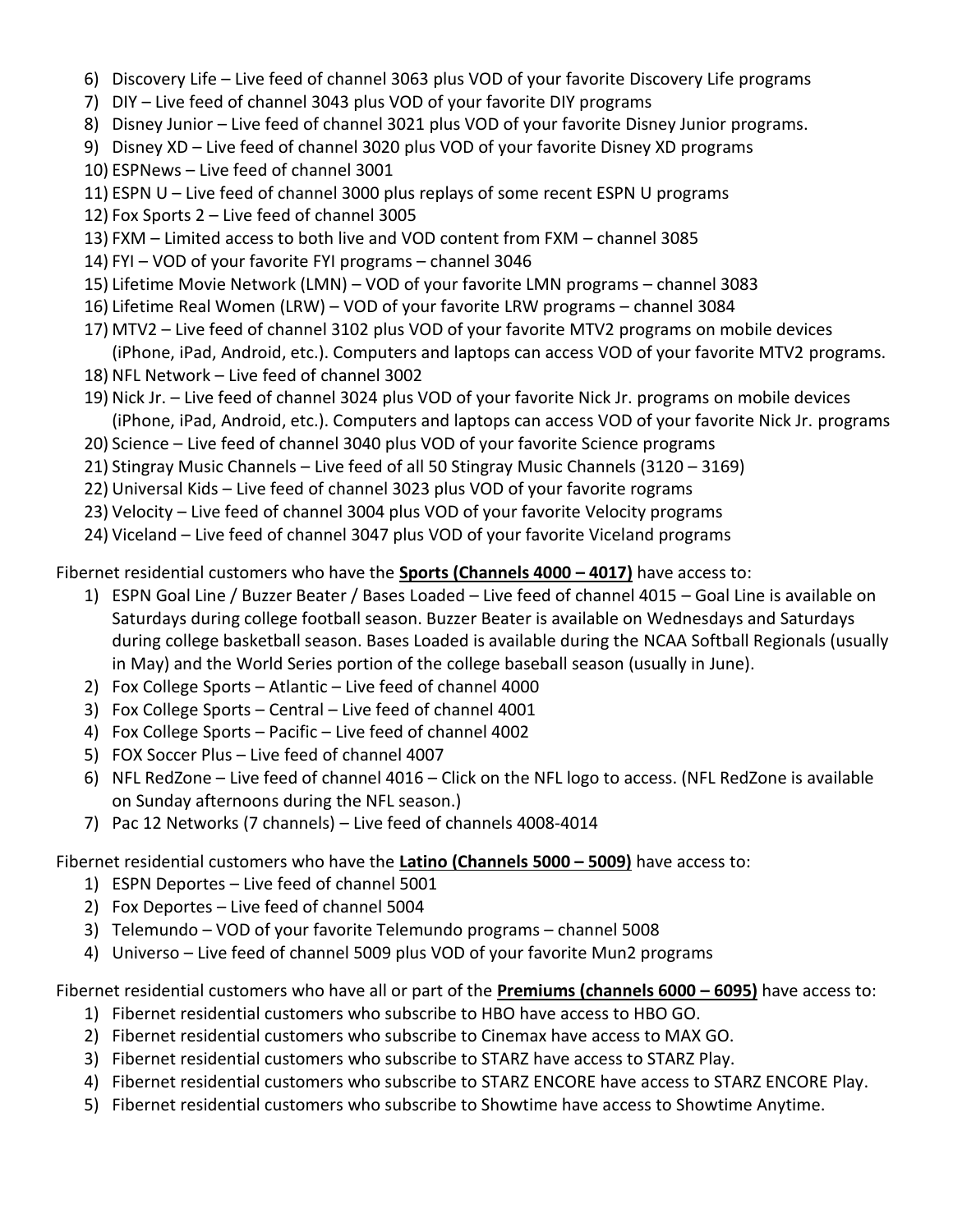6) Discovery Life – Live feed of channel 3063 plus VOD of your favorite Discovery Life programs
7) DIY – Live feed of channel 3043 plus VOD of your favorite DIY programs
8) Disney Junior – Live feed of channel 3021 plus VOD of your favorite Disney Junior programs.
9) Disney XD – Live feed of channel 3020 plus VOD of your favorite Disney XD programs
10) ESPNews – Live feed of channel 3001
11) ESPN U – Live feed of channel 3000 plus replays of some recent ESPN U programs
12) Fox Sports 2 – Live feed of channel 3005
13) FXM – Limited access to both live and VOD content from FXM – channel 3085
14) FYI – VOD of your favorite FYI programs – channel 3046
15) Lifetime Movie Network (LMN) – VOD of your favorite LMN programs – channel 3083
16) Lifetime Real Women (LRW) – VOD of your favorite LRW programs – channel 3084
17) MTV2 – Live feed of channel 3102 plus VOD of your favorite MTV2 programs on mobile devices (iPhone, iPad, Android, etc.). Computers and laptops can access VOD of your favorite MTV2 programs.
18) NFL Network – Live feed of channel 3002
19) Nick Jr. – Live feed of channel 3024 plus VOD of your favorite Nick Jr. programs on mobile devices (iPhone, iPad, Android, etc.). Computers and laptops can access VOD of your favorite Nick Jr. programs
20) Science – Live feed of channel 3040 plus VOD of your favorite Science programs
21) Stingray Music Channels – Live feed of all 50 Stingray Music Channels (3120 – 3169)
22) Universal Kids – Live feed of channel 3023 plus VOD of your favorite rograms
23) Velocity – Live feed of channel 3004 plus VOD of your favorite Velocity programs
24) Viceland – Live feed of channel 3047 plus VOD of your favorite Viceland programs

Fibernet residential customers who have the **Sports (Channels 4000 – 4017)** have access to:

1) ESPN Goal Line / Buzzer Beater / Bases Loaded – Live feed of channel 4015 – Goal Line is available on Saturdays during college football season. Buzzer Beater is available on Wednesdays and Saturdays during college basketball season. Bases Loaded is available during the NCAA Softball Regionals (usually in May) and the World Series portion of the college baseball season (usually in June).
2) Fox College Sports – Atlantic – Live feed of channel 4000
3) Fox College Sports – Central – Live feed of channel 4001
4) Fox College Sports – Pacific – Live feed of channel 4002
5) FOX Soccer Plus – Live feed of channel 4007
6) NFL RedZone – Live feed of channel 4016 – Click on the NFL logo to access. (NFL RedZone is available on Sunday afternoons during the NFL season.)
7) Pac 12 Networks (7 channels) – Live feed of channels 4008-4014

Fibernet residential customers who have the **Latino (Channels 5000 – 5009)** have access to:

1) ESPN Deportes – Live feed of channel 5001
2) Fox Deportes – Live feed of channel 5004
3) Telemundo – VOD of your favorite Telemundo programs – channel 5008
4) Universo – Live feed of channel 5009 plus VOD of your favorite Mun2 programs

Fibernet residential customers who have all or part of the **Premiums (channels 6000 – 6095)** have access to:

1) Fibernet residential customers who subscribe to HBO have access to HBO GO.
2) Fibernet residential customers who subscribe to Cinemax have access to MAX GO.
3) Fibernet residential customers who subscribe to STARZ have access to STARZ Play.
4) Fibernet residential customers who subscribe to STARZ ENCORE have access to STARZ ENCORE Play.
5) Fibernet residential customers who subscribe to Showtime have access to Showtime Anytime.